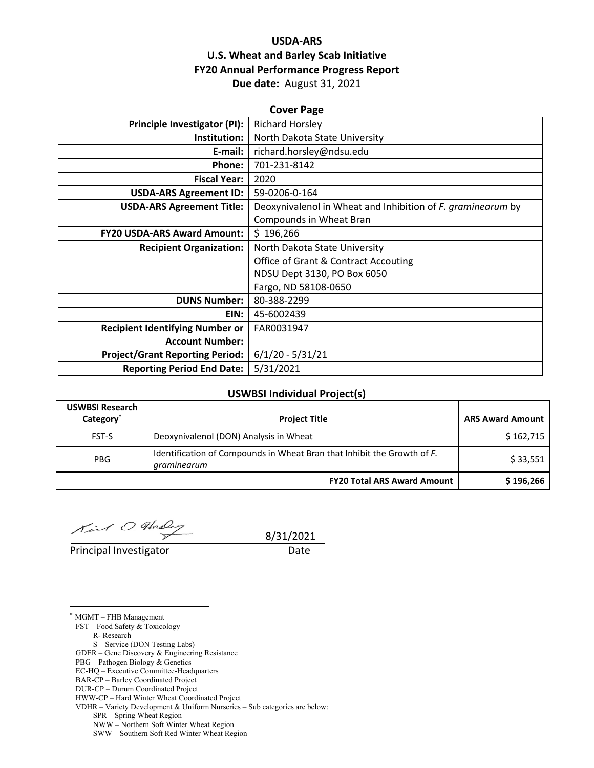# USDA-ARS
# U.S. Wheat and Barley Scab Initiative
# FY20 Annual Performance Progress Report

**Due date:** August 31, 2021

## Cover Page

| | |
|---|---|
| **Principle Investigator (PI):** | Richard Horsley |
| **Institution:** | North Dakota State University |
| **E-mail:** | richard.horsley@ndsu.edu |
| **Phone:** | 701-231-8142 |
| **Fiscal Year:** | 2020 |
| **USDA-ARS Agreement ID:** | 59-0206-0-164 |
| **USDA-ARS Agreement Title:** | Deoxynivalenol in Wheat and Inhibition of *F. graminearum* by Compounds in Wheat Bran |
| **FY20 USDA-ARS Award Amount:** | $ 196,266 |
| **Recipient Organization:** | North Dakota State University<br>Office of Grant & Contract Accouting<br>NDSU Dept 3130, PO Box 6050<br>Fargo, ND 58108-0650 |
| **DUNS Number:** | 80-388-2299 |
| **EIN:** | 45-6002439 |
| **Recipient Identifying Number or Account Number:** | FAR0031947 |
| **Project/Grant Reporting Period:** | 6/1/20 - 5/31/21 |
| **Reporting Period End Date:** | 5/31/2021 |

## USWBSI Individual Project(s)

| USWBSI Research Category* | Project Title | ARS Award Amount |
|---|---|---|
| FST-S | Deoxynivalenol (DON) Analysis in Wheat | $ 162,715 |
| PBG | Identification of Compounds in Wheat Bran that Inhibit the Growth of *F. graminearum* | $ 33,551 |
| | **FY20 Total ARS Award Amount** | **$ 196,266** |

Principal Investigator — Date: 8/31/2021

---

\* MGMT – FHB Management
FST – Food Safety & Toxicology
R- Research
S – Service (DON Testing Labs)
GDER – Gene Discovery & Engineering Resistance
PBG – Pathogen Biology & Genetics
EC-HQ – Executive Committee-Headquarters
BAR-CP – Barley Coordinated Project
DUR-CP – Durum Coordinated Project
HWW-CP – Hard Winter Wheat Coordinated Project
VDHR – Variety Development & Uniform Nurseries – Sub categories are below:
SPR – Spring Wheat Region
NWW – Northern Soft Winter Wheat Region
SWW – Southern Soft Red Winter Wheat Region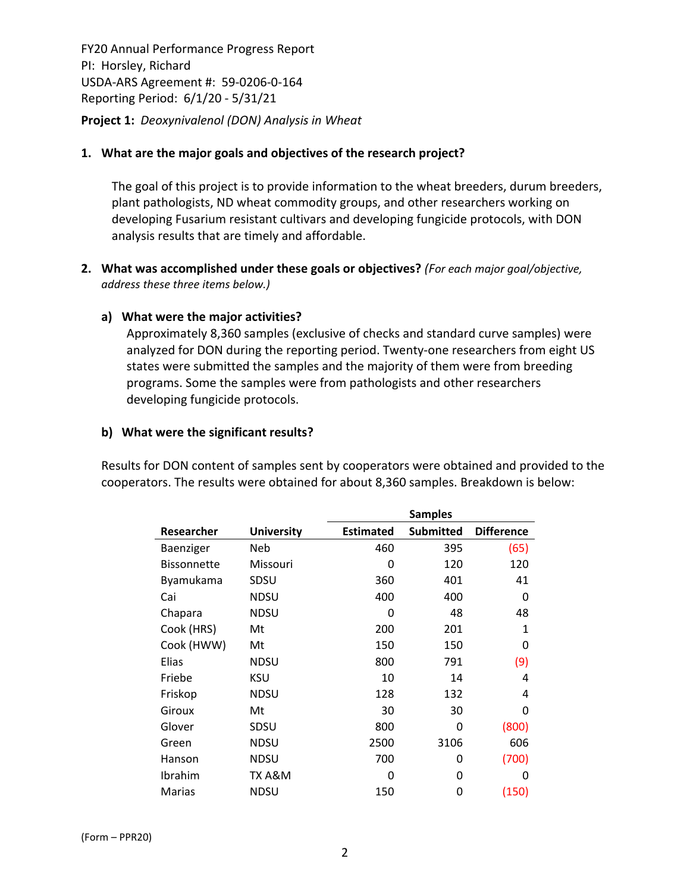FY20 Annual Performance Progress Report
PI: Horsley, Richard
USDA-ARS Agreement #: 59-0206-0-164
Reporting Period: 6/1/20 - 5/31/21

**Project 1:** *Deoxynivalenol (DON) Analysis in Wheat*

1. **What are the major goals and objectives of the research project?**

   The goal of this project is to provide information to the wheat breeders, durum breeders, plant pathologists, ND wheat commodity groups, and other researchers working on developing Fusarium resistant cultivars and developing fungicide protocols, with DON analysis results that are timely and affordable.

2. **What was accomplished under these goals or objectives?** *(For each major goal/objective, address these three items below.)*

   **a) What were the major activities?**

   Approximately 8,360 samples (exclusive of checks and standard curve samples) were analyzed for DON during the reporting period. Twenty-one researchers from eight US states were submitted the samples and the majority of them were from breeding programs. Some the samples were from pathologists and other researchers developing fungicide protocols.

   **b) What were the significant results?**

Results for DON content of samples sent by cooperators were obtained and provided to the cooperators. The results were obtained for about 8,360 samples. Breakdown is below:

| | | Samples | | |
|---|---|---|---|---|
| **Researcher** | **University** | **Estimated** | **Submitted** | **Difference** |
| Baenziger | Neb | 460 | 395 | (65) |
| Bissonnette | Missouri | 0 | 120 | 120 |
| Byamukama | SDSU | 360 | 401 | 41 |
| Cai | NDSU | 400 | 400 | 0 |
| Chapara | NDSU | 0 | 48 | 48 |
| Cook (HRS) | Mt | 200 | 201 | 1 |
| Cook (HWW) | Mt | 150 | 150 | 0 |
| Elias | NDSU | 800 | 791 | (9) |
| Friebe | KSU | 10 | 14 | 4 |
| Friskop | NDSU | 128 | 132 | 4 |
| Giroux | Mt | 30 | 30 | 0 |
| Glover | SDSU | 800 | 0 | (800) |
| Green | NDSU | 2500 | 3106 | 606 |
| Hanson | NDSU | 700 | 0 | (700) |
| Ibrahim | TX A&M | 0 | 0 | 0 |
| Marias | NDSU | 150 | 0 | (150) |

(Form – PPR20)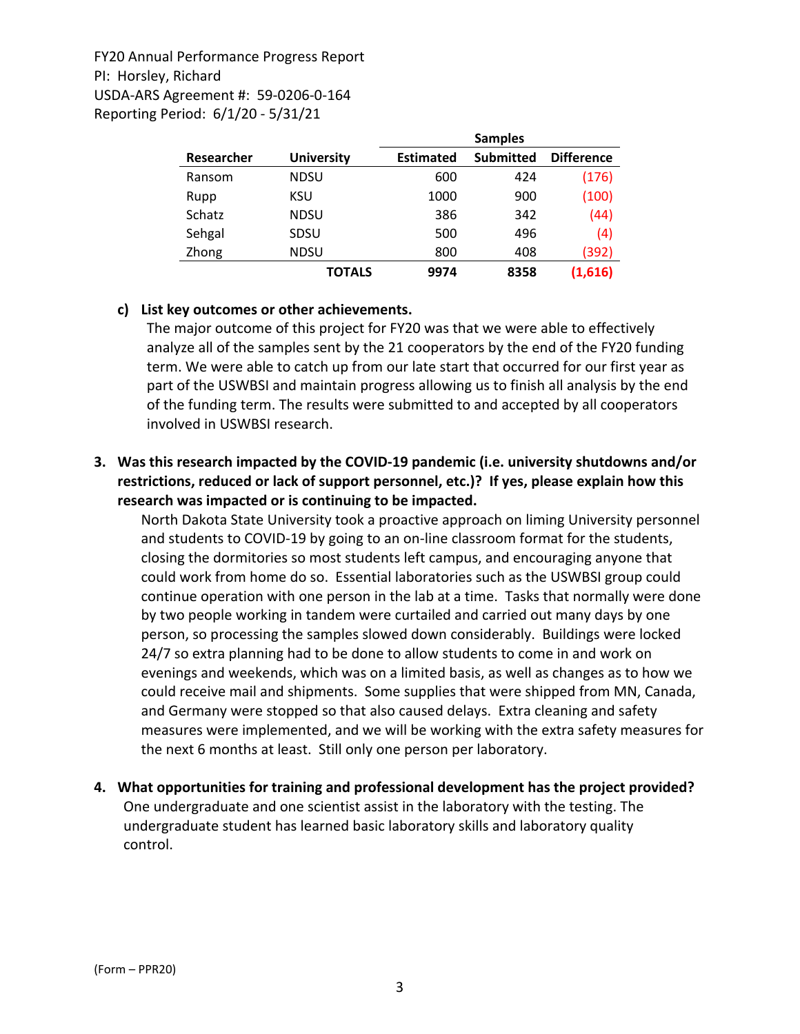FY20 Annual Performance Progress Report
PI: Horsley, Richard
USDA-ARS Agreement #: 59-0206-0-164
Reporting Period: 6/1/20 - 5/31/21

| | | Samples | | |
|---|---|---|---|---|
| Researcher | University | Estimated | Submitted | Difference |
| Ransom | NDSU | 600 | 424 | (176) |
| Rupp | KSU | 1000 | 900 | (100) |
| Schatz | NDSU | 386 | 342 | (44) |
| Sehgal | SDSU | 500 | 496 | (4) |
| Zhong | NDSU | 800 | 408 | (392) |
| | **TOTALS** | **9974** | **8358** | **(1,616)** |

**c) List key outcomes or other achievements.**

The major outcome of this project for FY20 was that we were able to effectively analyze all of the samples sent by the 21 cooperators by the end of the FY20 funding term. We were able to catch up from our late start that occurred for our first year as part of the USWBSI and maintain progress allowing us to finish all analysis by the end of the funding term. The results were submitted to and accepted by all cooperators involved in USWBSI research.

**3. Was this research impacted by the COVID-19 pandemic (i.e. university shutdowns and/or restrictions, reduced or lack of support personnel, etc.)? If yes, please explain how this research was impacted or is continuing to be impacted.**

North Dakota State University took a proactive approach on liming University personnel and students to COVID-19 by going to an on-line classroom format for the students, closing the dormitories so most students left campus, and encouraging anyone that could work from home do so. Essential laboratories such as the USWBSI group could continue operation with one person in the lab at a time. Tasks that normally were done by two people working in tandem were curtailed and carried out many days by one person, so processing the samples slowed down considerably. Buildings were locked 24/7 so extra planning had to be done to allow students to come in and work on evenings and weekends, which was on a limited basis, as well as changes as to how we could receive mail and shipments. Some supplies that were shipped from MN, Canada, and Germany were stopped so that also caused delays. Extra cleaning and safety measures were implemented, and we will be working with the extra safety measures for the next 6 months at least. Still only one person per laboratory.

**4. What opportunities for training and professional development has the project provided?**

One undergraduate and one scientist assist in the laboratory with the testing. The undergraduate student has learned basic laboratory skills and laboratory quality control.

(Form – PPR20)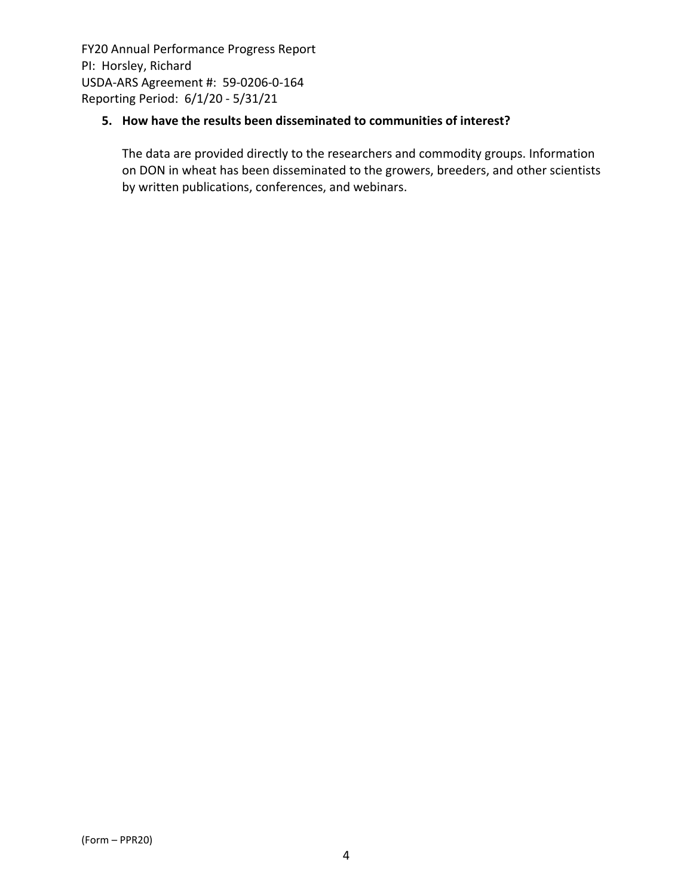**5. How have the results been disseminated to communities of interest?**

The data are provided directly to the researchers and commodity groups. Information on DON in wheat has been disseminated to the growers, breeders, and other scientists by written publications, conferences, and webinars.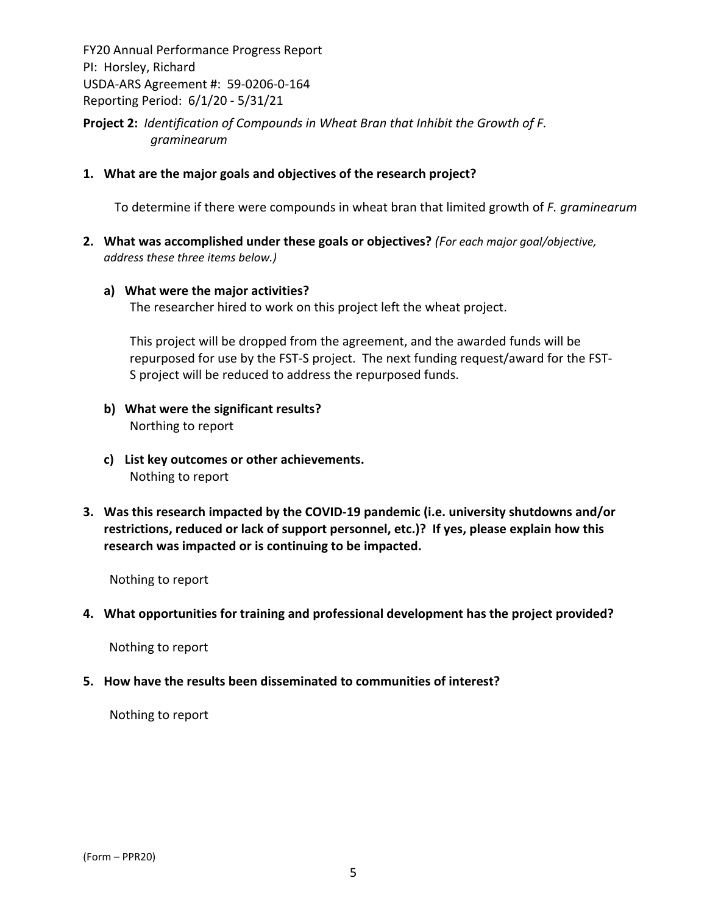FY20 Annual Performance Progress Report
PI: Horsley, Richard
USDA-ARS Agreement #: 59-0206-0-164
Reporting Period: 6/1/20 - 5/31/21

**Project 2:** *Identification of Compounds in Wheat Bran that Inhibit the Growth of F. graminearum*

**1. What are the major goals and objectives of the research project?**

To determine if there were compounds in wheat bran that limited growth of *F. graminearum*

**2. What was accomplished under these goals or objectives?** *(For each major goal/objective, address these three items below.)*

**a) What were the major activities?**

The researcher hired to work on this project left the wheat project.

This project will be dropped from the agreement, and the awarded funds will be repurposed for use by the FST-S project. The next funding request/award for the FST-S project will be reduced to address the repurposed funds.

**b) What were the significant results?**

Nothing to report

**c) List key outcomes or other achievements.**

Nothing to report

**3. Was this research impacted by the COVID-19 pandemic (i.e. university shutdowns and/or restrictions, reduced or lack of support personnel, etc.)? If yes, please explain how this research was impacted or is continuing to be impacted.**

Nothing to report

**4. What opportunities for training and professional development has the project provided?**

Nothing to report

**5. How have the results been disseminated to communities of interest?**

Nothing to report

(Form – PPR20)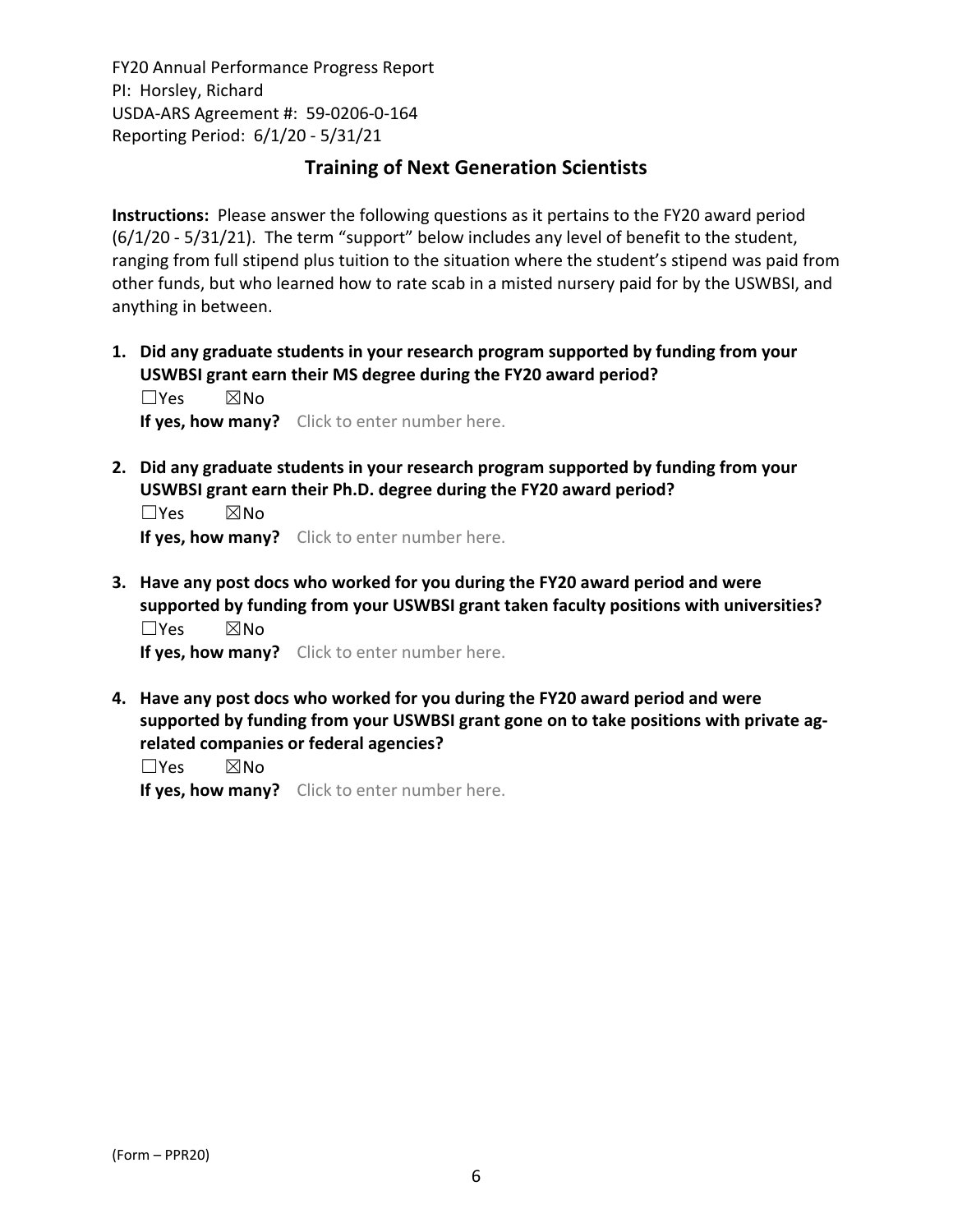FY20 Annual Performance Progress Report
PI: Horsley, Richard
USDA-ARS Agreement #: 59-0206-0-164
Reporting Period: 6/1/20 - 5/31/21

## Training of Next Generation Scientists

**Instructions:** Please answer the following questions as it pertains to the FY20 award period (6/1/20 - 5/31/21). The term "support" below includes any level of benefit to the student, ranging from full stipend plus tuition to the situation where the student's stipend was paid from other funds, but who learned how to rate scab in a misted nursery paid for by the USWBSI, and anything in between.

1. **Did any graduate students in your research program supported by funding from your USWBSI grant earn their MS degree during the FY20 award period?**
   ☐Yes ☒No
   **If yes, how many?** Click to enter number here.

2. **Did any graduate students in your research program supported by funding from your USWBSI grant earn their Ph.D. degree during the FY20 award period?**
   ☐Yes ☒No
   **If yes, how many?** Click to enter number here.

3. **Have any post docs who worked for you during the FY20 award period and were supported by funding from your USWBSI grant taken faculty positions with universities?**
   ☐Yes ☒No
   **If yes, how many?** Click to enter number here.

4. **Have any post docs who worked for you during the FY20 award period and were supported by funding from your USWBSI grant gone on to take positions with private ag-related companies or federal agencies?**
   ☐Yes ☒No
   **If yes, how many?** Click to enter number here.

(Form – PPR20)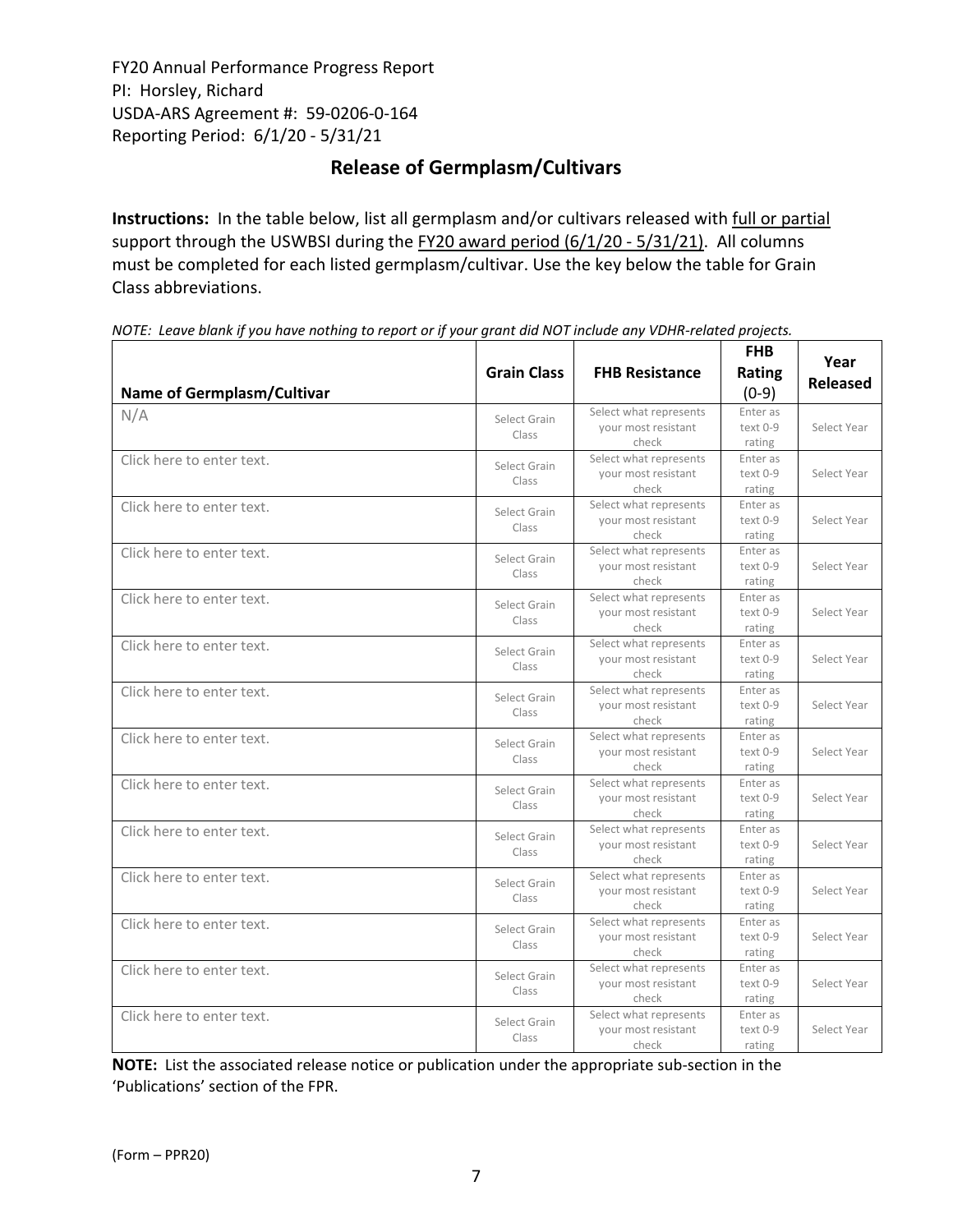FY20 Annual Performance Progress Report
PI: Horsley, Richard
USDA-ARS Agreement #: 59-0206-0-164
Reporting Period: 6/1/20 - 5/31/21

## Release of Germplasm/Cultivars

**Instructions:** In the table below, list all germplasm and/or cultivars released with full or partial support through the USWBSI during the FY20 award period (6/1/20 - 5/31/21). All columns must be completed for each listed germplasm/cultivar. Use the key below the table for Grain Class abbreviations.

*NOTE: Leave blank if you have nothing to report or if your grant did NOT include any VDHR-related projects.*

| Name of Germplasm/Cultivar | Grain Class | FHB Resistance | FHB Rating (0-9) | Year Released |
|---|---|---|---|---|
| N/A | Select Grain Class | Select what represents your most resistant check | Enter as text 0-9 rating | Select Year |
| Click here to enter text. | Select Grain Class | Select what represents your most resistant check | Enter as text 0-9 rating | Select Year |
| Click here to enter text. | Select Grain Class | Select what represents your most resistant check | Enter as text 0-9 rating | Select Year |
| Click here to enter text. | Select Grain Class | Select what represents your most resistant check | Enter as text 0-9 rating | Select Year |
| Click here to enter text. | Select Grain Class | Select what represents your most resistant check | Enter as text 0-9 rating | Select Year |
| Click here to enter text. | Select Grain Class | Select what represents your most resistant check | Enter as text 0-9 rating | Select Year |
| Click here to enter text. | Select Grain Class | Select what represents your most resistant check | Enter as text 0-9 rating | Select Year |
| Click here to enter text. | Select Grain Class | Select what represents your most resistant check | Enter as text 0-9 rating | Select Year |
| Click here to enter text. | Select Grain Class | Select what represents your most resistant check | Enter as text 0-9 rating | Select Year |
| Click here to enter text. | Select Grain Class | Select what represents your most resistant check | Enter as text 0-9 rating | Select Year |
| Click here to enter text. | Select Grain Class | Select what represents your most resistant check | Enter as text 0-9 rating | Select Year |
| Click here to enter text. | Select Grain Class | Select what represents your most resistant check | Enter as text 0-9 rating | Select Year |
| Click here to enter text. | Select Grain Class | Select what represents your most resistant check | Enter as text 0-9 rating | Select Year |
| Click here to enter text. | Select Grain Class | Select what represents your most resistant check | Enter as text 0-9 rating | Select Year |

**NOTE:** List the associated release notice or publication under the appropriate sub-section in the 'Publications' section of the FPR.

(Form – PPR20)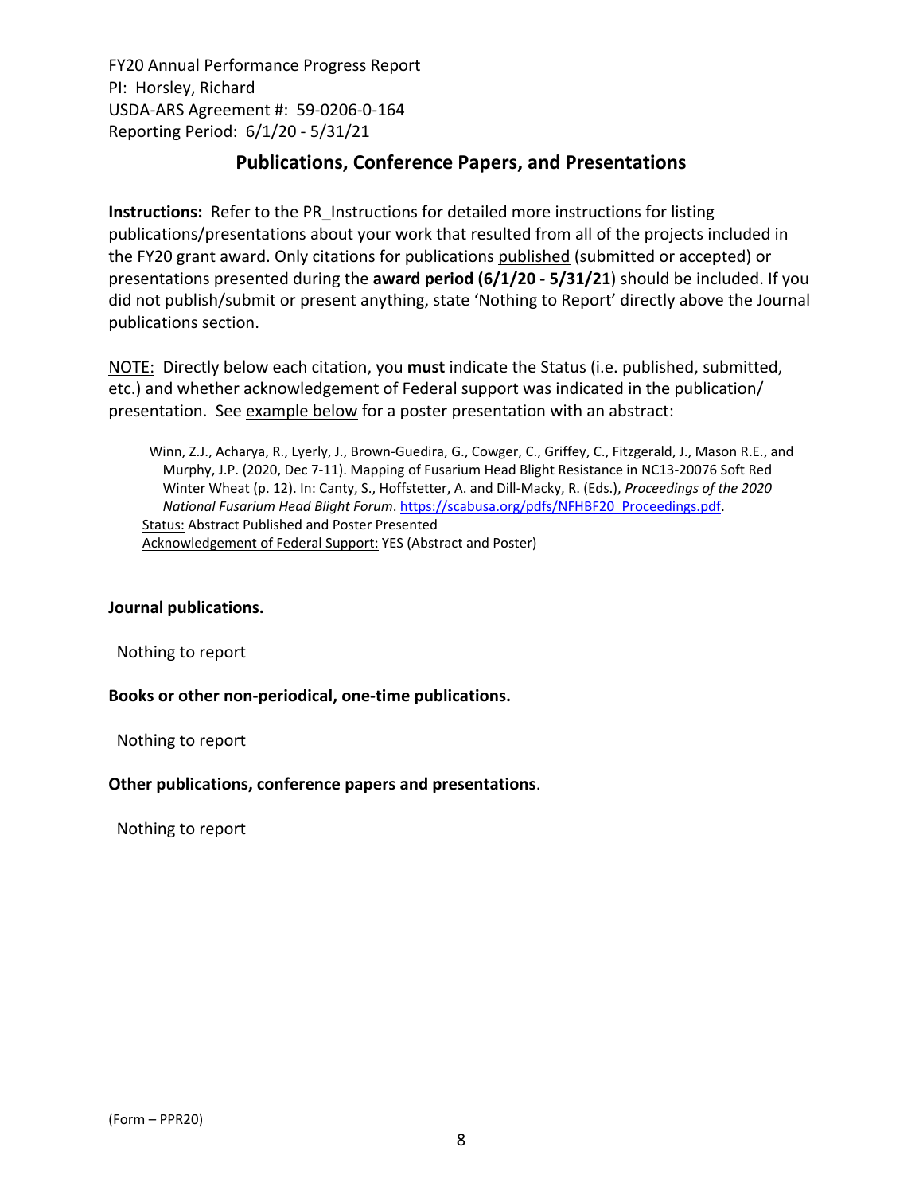FY20 Annual Performance Progress Report
PI: Horsley, Richard
USDA-ARS Agreement #: 59-0206-0-164
Reporting Period: 6/1/20 - 5/31/21

## Publications, Conference Papers, and Presentations

**Instructions:** Refer to the PR_Instructions for detailed more instructions for listing publications/presentations about your work that resulted from all of the projects included in the FY20 grant award. Only citations for publications published (submitted or accepted) or presentations presented during the **award period (6/1/20 - 5/31/21)** should be included. If you did not publish/submit or present anything, state 'Nothing to Report' directly above the Journal publications section.

NOTE: Directly below each citation, you **must** indicate the Status (i.e. published, submitted, etc.) and whether acknowledgement of Federal support was indicated in the publication/presentation. See example below for a poster presentation with an abstract:

> Winn, Z.J., Acharya, R., Lyerly, J., Brown-Guedira, G., Cowger, C., Griffey, C., Fitzgerald, J., Mason R.E., and Murphy, J.P. (2020, Dec 7-11). Mapping of Fusarium Head Blight Resistance in NC13-20076 Soft Red Winter Wheat (p. 12). In: Canty, S., Hoffstetter, A. and Dill-Macky, R. (Eds.), *Proceedings of the 2020 National Fusarium Head Blight Forum*. https://scabusa.org/pdfs/NFHBF20_Proceedings.pdf.
> Status: Abstract Published and Poster Presented
> Acknowledgement of Federal Support: YES (Abstract and Poster)

**Journal publications.**

Nothing to report

**Books or other non-periodical, one-time publications.**

Nothing to report

**Other publications, conference papers and presentations**.

Nothing to report

(Form – PPR20)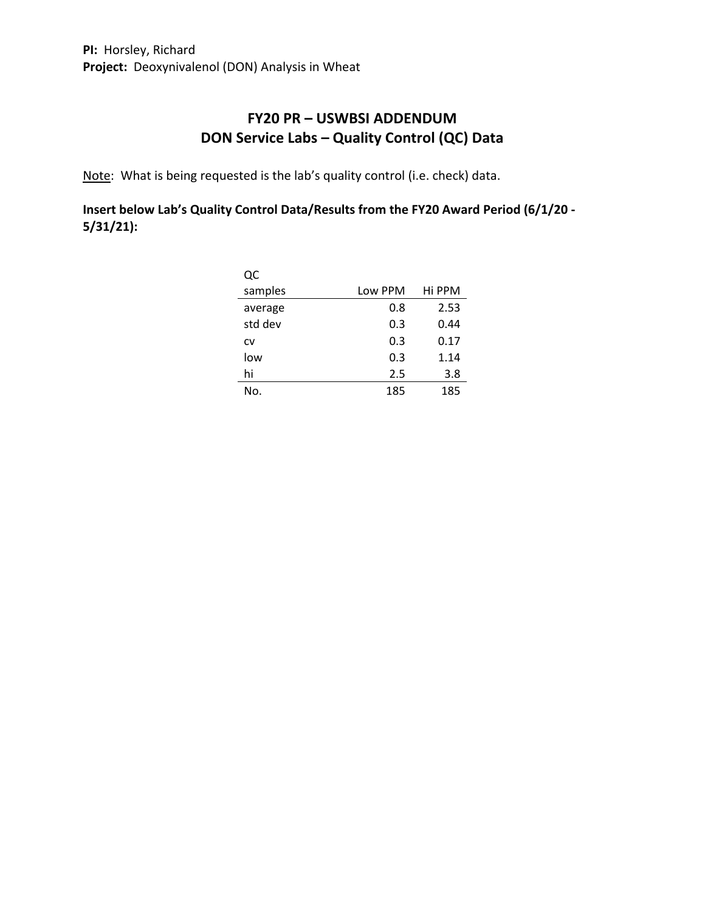**PI:** Horsley, Richard
**Project:** Deoxynivalenol (DON) Analysis in Wheat

## FY20 PR – USWBSI ADDENDUM
## DON Service Labs – Quality Control (QC) Data

Note: What is being requested is the lab's quality control (i.e. check) data.

**Insert below Lab's Quality Control Data/Results from the FY20 Award Period (6/1/20 - 5/31/21):**

| QC samples | Low PPM | Hi PPM |
|---|---|---|
| average | 0.8 | 2.53 |
| std dev | 0.3 | 0.44 |
| cv | 0.3 | 0.17 |
| low | 0.3 | 1.14 |
| hi | 2.5 | 3.8 |
| No. | 185 | 185 |